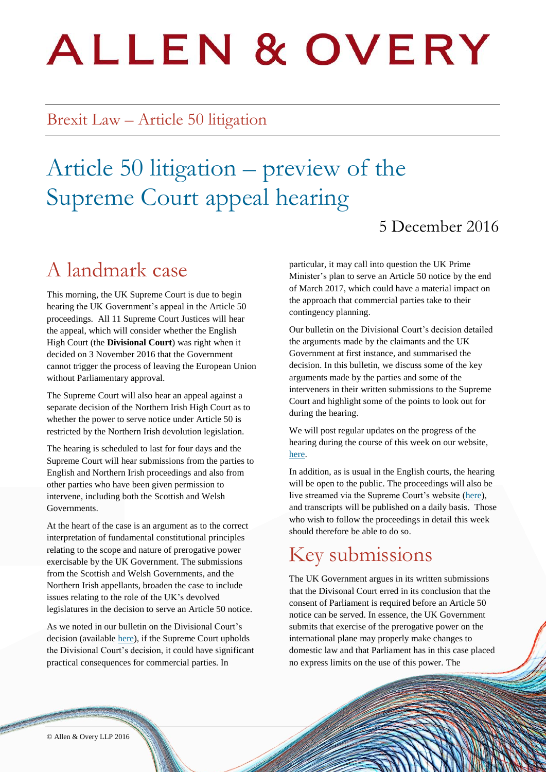# ALLEN & OVERY

Brexit Law – Article 50 litigation

# Article 50 litigation – preview of the Supreme Court appeal hearing

5 December 2016

## A landmark case

This morning, the UK Supreme Court is due to begin hearing the UK Government's appeal in the Article 50 proceedings. All 11 Supreme Court Justices will hear the appeal, which will consider whether the English High Court (the **Divisional Court**) was right when it decided on 3 November 2016 that the Government cannot trigger the process of leaving the European Union without Parliamentary approval.

The Supreme Court will also hear an appeal against a separate decision of the Northern Irish High Court as to whether the power to serve notice under Article 50 is restricted by the Northern Irish devolution legislation.

The hearing is scheduled to last for four days and the Supreme Court will hear submissions from the parties to English and Northern Irish proceedings and also from other parties who have been given permission to intervene, including both the Scottish and Welsh Governments.

At the heart of the case is an argument as to the correct interpretation of fundamental constitutional principles relating to the scope and nature of prerogative power exercisable by the UK Government. The submissions from the Scottish and Welsh Governments, and the Northern Irish appellants, broaden the case to include issues relating to the role of the UK's devolved legislatures in the decision to serve an Article 50 notice.

As we noted in our bulletin on the Divisional Court's decision (available here), if the Supreme Court upholds the Divisional Court's decision, it could have significant practical consequences for commercial parties. In particular, it may call into question the UK Prime Minister's plan to serve an Article 50 notice by the end of March 2017, which could have a material impact on the approach that commercial parties take to their contingency planning.

Our bulletin on the Divisional Court's decision detailed the arguments made by the claimants and the UK Government at first instance, and summarised the decision. In this bulletin, we discuss some of the key arguments made by the parties and some of the interveners in their written submissions to the Supreme Court and highlight some of the points to look out for during the hearing.

We will post regular updates on the progress of the hearing during the course of this week on our website, here.

In addition, as is usual in the English courts, the hearing will be open to the public. The proceedings will also be live streamed via the Supreme Court's website (here), and transcripts will be published on a daily basis. Those who wish to follow the proceedings in detail this week should therefore be able to do so.

## Key submissions

The UK Government argues in its written submissions that the Divisonal Court erred in its conclusion that the consent of Parliament is required before an Article 50 notice can be served. In essence, the UK Government submits that exercise of the prerogative power on the international plane may properly make changes to domestic law and that Parliament has in this case placed no express limits on the use of this power. The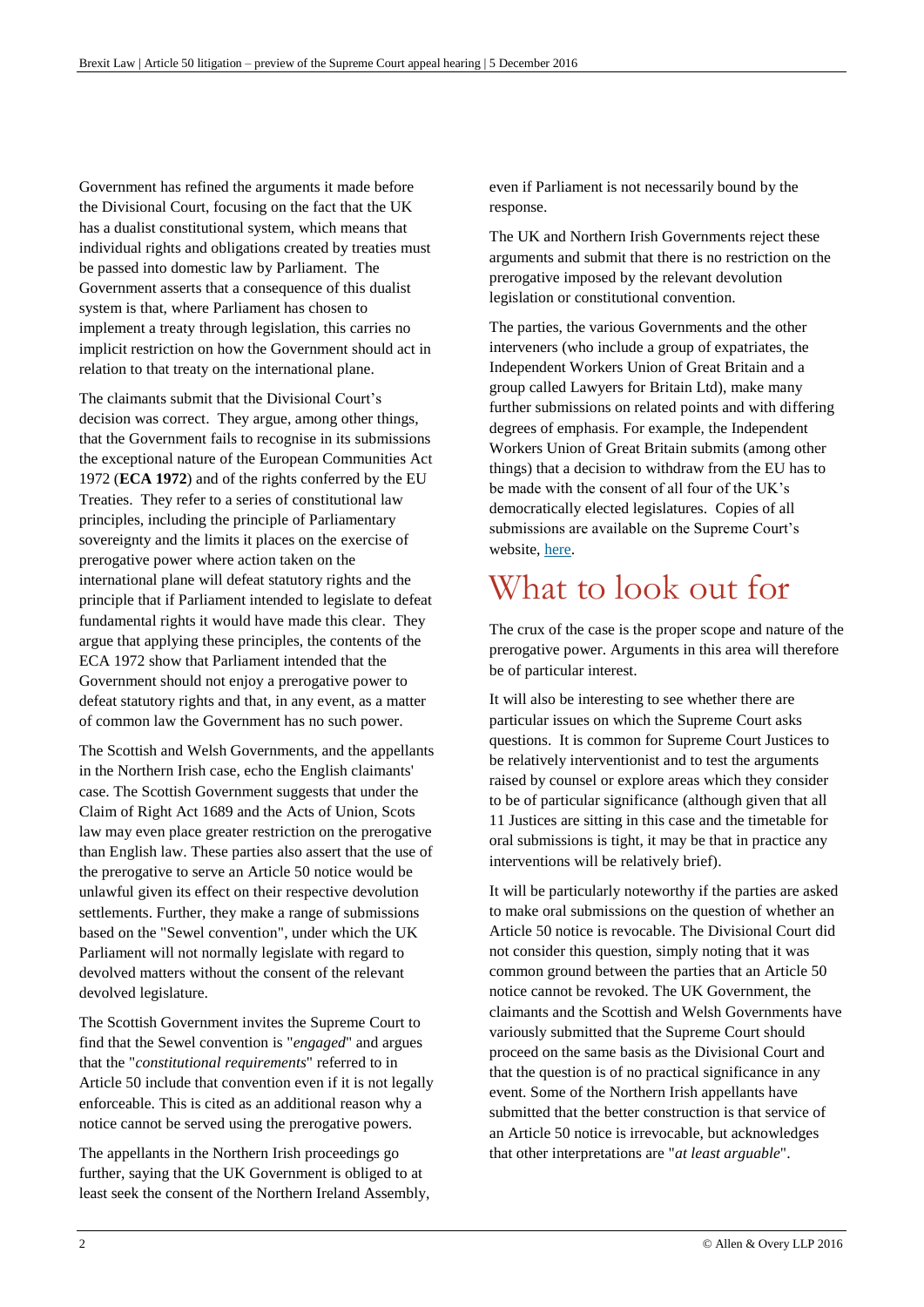Government has refined the arguments it made before the Divisional Court, focusing on the fact that the UK has a dualist constitutional system, which means that individual rights and obligations created by treaties must be passed into domestic law by Parliament. The Government asserts that a consequence of this dualist system is that, where Parliament has chosen to implement a treaty through legislation, this carries no implicit restriction on how the Government should act in relation to that treaty on the international plane.

The claimants submit that the Divisional Court's decision was correct. They argue, among other things, that the Government fails to recognise in its submissions the exceptional nature of the European Communities Act 1972 (**ECA 1972**) and of the rights conferred by the EU Treaties. They refer to a series of constitutional law principles, including the principle of Parliamentary sovereignty and the limits it places on the exercise of prerogative power where action taken on the international plane will defeat statutory rights and the principle that if Parliament intended to legislate to defeat fundamental rights it would have made this clear. They argue that applying these principles, the contents of the ECA 1972 show that Parliament intended that the Government should not enjoy a prerogative power to defeat statutory rights and that, in any event, as a matter of common law the Government has no such power.

The Scottish and Welsh Governments, and the appellants in the Northern Irish case, echo the English claimants' case. The Scottish Government suggests that under the Claim of Right Act 1689 and the Acts of Union, Scots law may even place greater restriction on the prerogative than English law. These parties also assert that the use of the prerogative to serve an Article 50 notice would be unlawful given its effect on their respective devolution settlements. Further, they make a range of submissions based on the "Sewel convention", under which the UK Parliament will not normally legislate with regard to devolved matters without the consent of the relevant devolved legislature.

The Scottish Government invites the Supreme Court to find that the Sewel convention is "*engaged*" and argues that the "*constitutional requirements*" referred to in Article 50 include that convention even if it is not legally enforceable. This is cited as an additional reason why a notice cannot be served using the prerogative powers.

The appellants in the Northern Irish proceedings go further, saying that the UK Government is obliged to at least seek the consent of the Northern Ireland Assembly, even if Parliament is not necessarily bound by the response.

The UK and Northern Irish Governments reject these arguments and submit that there is no restriction on the prerogative imposed by the relevant devolution legislation or constitutional convention.

The parties, the various Governments and the other interveners (who include a group of expatriates, the Independent Workers Union of Great Britain and a group called Lawyers for Britain Ltd), make many further submissions on related points and with differing degrees of emphasis. For example, the Independent Workers Union of Great Britain submits (among other things) that a decision to withdraw from the EU has to be made with the consent of all four of the UK's democratically elected legislatures. Copies of all submissions are available on the Supreme Court's website, here.

# What to look out for

The crux of the case is the proper scope and nature of the prerogative power. Arguments in this area will therefore be of particular interest.

It will also be interesting to see whether there are particular issues on which the Supreme Court asks questions. It is common for Supreme Court Justices to be relatively interventionist and to test the arguments raised by counsel or explore areas which they consider to be of particular significance (although given that all 11 Justices are sitting in this case and the timetable for oral submissions is tight, it may be that in practice any interventions will be relatively brief).

It will be particularly noteworthy if the parties are asked to make oral submissions on the question of whether an Article 50 notice is revocable. The Divisional Court did not consider this question, simply noting that it was common ground between the parties that an Article 50 notice cannot be revoked. The UK Government, the claimants and the Scottish and Welsh Governments have variously submitted that the Supreme Court should proceed on the same basis as the Divisional Court and that the question is of no practical significance in any event. Some of the Northern Irish appellants have submitted that the better construction is that service of an Article 50 notice is irrevocable, but acknowledges that other interpretations are "*at least arguable*".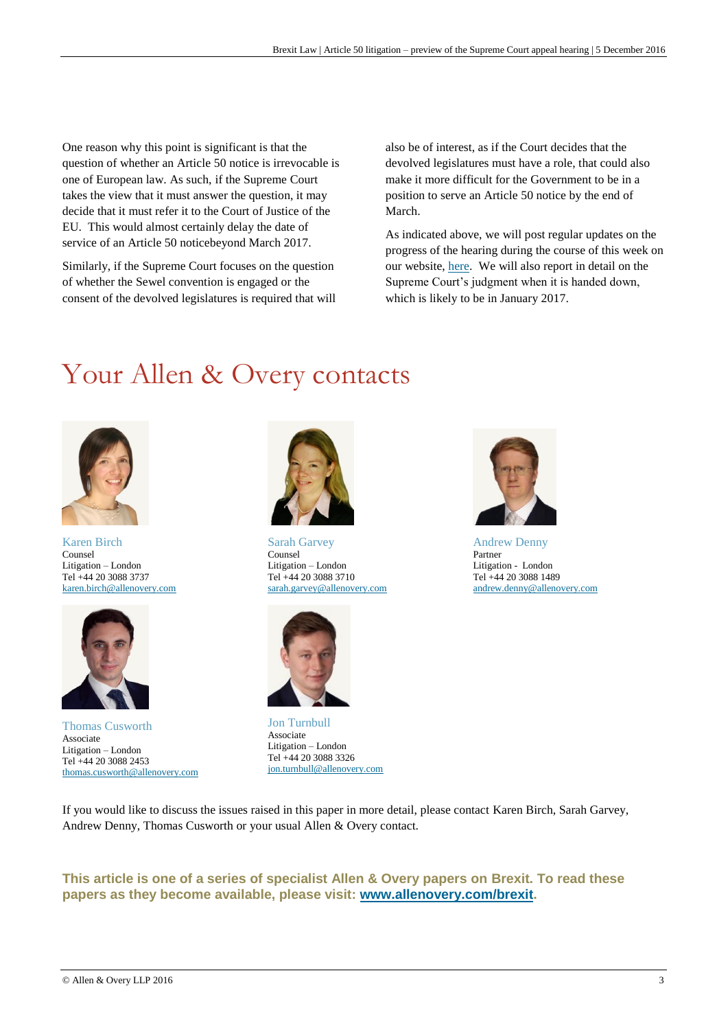One reason why this point is significant is that the question of whether an Article 50 notice is irrevocable is one of European law. As such, if the Supreme Court takes the view that it must answer the question, it may decide that it must refer it to the Court of Justice of the EU. This would almost certainly delay the date of service of an Article 50 noticebeyond March 2017.

Similarly, if the Supreme Court focuses on the question of whether the Sewel convention is engaged or the consent of the devolved legislatures is required that will also be of interest, as if the Court decides that the devolved legislatures must have a role, that could also make it more difficult for the Government to be in a position to serve an Article 50 notice by the end of March.

As indicated above, we will post regular updates on the progress of the hearing during the course of this week on our website, [here](). We will also report in detail on the Supreme Court's judgment when it is handed down, which is likely to be in January 2017.

# Your Allen & Overy contacts

**Karen Birch**
Counsel
Litigation – London
Tel +44 20 3088 3737
karen.birch@allenovery.com

**Sarah Garvey**
Counsel
Litigation – London
Tel +44 20 3088 3710
sarah.garvey@allenovery.com

**Andrew Denny**
Partner
Litigation - London
Tel +44 20 3088 1489
andrew.denny@allenovery.com

**Thomas Cusworth**
Associate
Litigation – London
Tel +44 20 3088 2453
thomas.cusworth@allenovery.com

**Jon Turnbull**
Associate
Litigation – London
Tel +44 20 3088 3326
jon.turnbull@allenovery.com

If you would like to discuss the issues raised in this paper in more detail, please contact Karen Birch, Sarah Garvey, Andrew Denny, Thomas Cusworth or your usual Allen & Overy contact.

**This article is one of a series of specialist Allen & Overy papers on Brexit. To read these papers as they become available, please visit: [www.allenovery.com/brexit](www.allenovery.com/brexit).**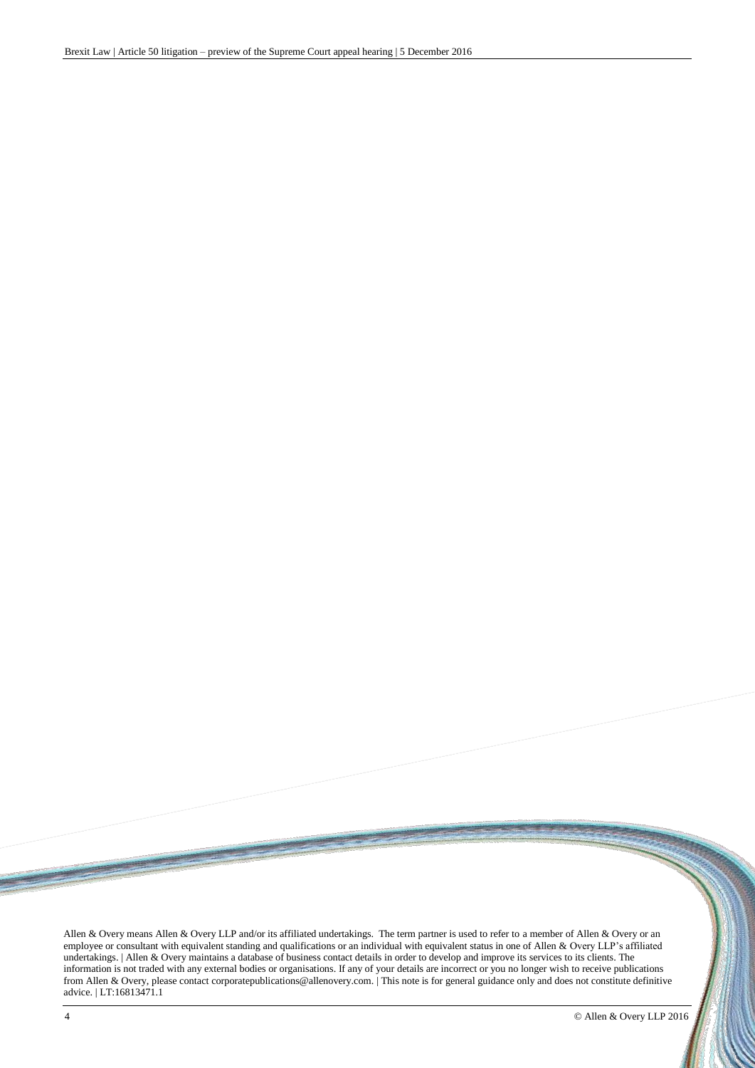Allen & Overy means Allen & Overy LLP and/or its affiliated undertakings. The term partner is used to refer to a member of Allen & Overy or an employee or consultant with equivalent standing and qualifications or an individual with equivalent status in one of Allen & Overy LLP's affiliated undertakings. | Allen & Overy maintains a database of business contact details in order to develop and improve its services to its clients. The information is not traded with any external bodies or organisations. If any of your details are incorrect or you no longer wish to receive publications from Allen & Overy, please contact corporatepublications@allenovery.com. | This note is for general guidance only and does not constitute definitive advice. | LT:16813471.1